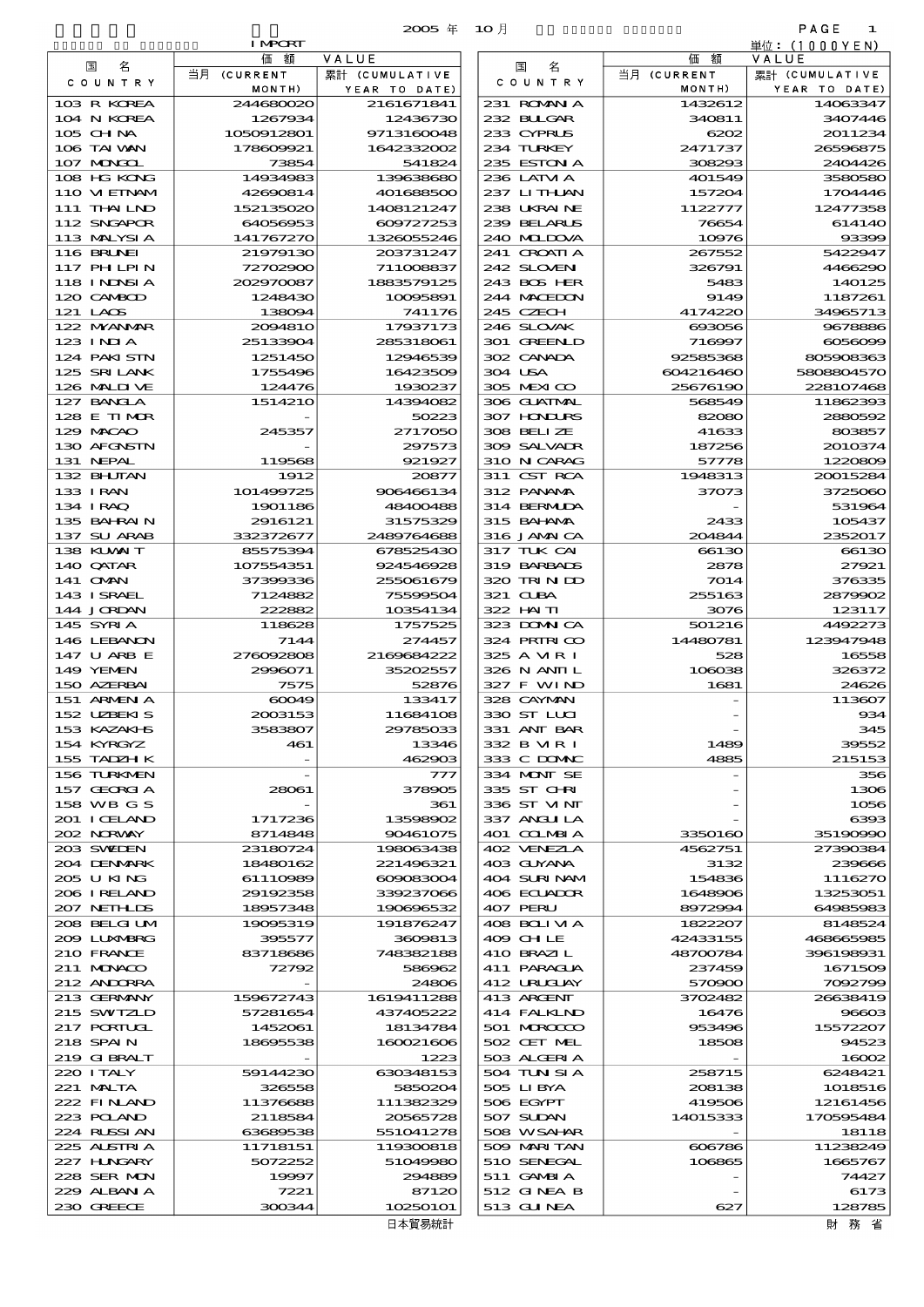2005 年 10 月

IMPORT

単位：(1000YEN)

| 国 名 COUNTRY | 価 額 VALUE 当月 (CURRENT MONTH) | 累計 (CUMULATIVE YEAR TO DATE) |
|---|---|---|
| 103 R KOREA | 244680020 | 2161671841 |
| 104 N KOREA | 1267934 | 12436730 |
| 105 CHINA | 1050912801 | 9713160048 |
| 106 TAIWAN | 178609921 | 1642332002 |
| 107 MONGOL | 73854 | 541824 |
| 108 HG KONG | 14934983 | 139638680 |
| 110 VIETNAM | 42690814 | 401688500 |
| 111 THAILND | 152135020 | 1408121247 |
| 112 SNGAPOR | 64056953 | 609727253 |
| 113 MALYSIA | 141767270 | 1326055246 |
| 116 BRUNEI | 21979130 | 203731247 |
| 117 PHLPIN | 72702900 | 711008837 |
| 118 INDNSIA | 202970087 | 1883579125 |
| 120 CAMBOD | 1248430 | 10095891 |
| 121 LAOS | 138094 | 741176 |
| 122 MYANMAR | 2094810 | 17937173 |
| 123 INDIA | 25133904 | 285318061 |
| 124 PAKISTN | 1251450 | 12946539 |
| 125 SRI LANK | 1755496 | 16423509 |
| 126 MALDIVE | 124476 | 1930237 |
| 127 BANGLA | 1514210 | 14394082 |
| 128 E TIMOR | - | 50223 |
| 129 MACAO | 245357 | 2717050 |
| 130 AFGNSTN | - | 297573 |
| 131 NEPAL | 119568 | 921927 |
| 132 BHUTAN | 1912 | 20877 |
| 133 IRAN | 101499725 | 906466134 |
| 134 IRAQ | 1901186 | 48400488 |
| 135 BAHRAIN | 2916121 | 31575329 |
| 137 SU ARAB | 332372677 | 2489764688 |
| 138 KUWAIT | 85575394 | 678525430 |
| 140 QATAR | 107554351 | 924546928 |
| 141 OMAN | 37399336 | 255061679 |
| 143 ISRAEL | 7124882 | 75599504 |
| 144 JORDAN | 222882 | 10354134 |
| 145 SYRIA | 118628 | 1757525 |
| 146 LEBANON | 7144 | 274457 |
| 147 U ARB E | 276092808 | 2169684222 |
| 149 YEMEN | 2996071 | 35202557 |
| 150 AZERBAI | 7575 | 52876 |
| 151 ARMENIA | 60049 | 133417 |
| 152 UZBEKIS | 2003153 | 11684108 |
| 153 KAZAKHS | 3583807 | 29785033 |
| 154 KYRGYZ | 461 | 13346 |
| 155 TADZHIK | - | 462903 |
| 156 TURKMEN | - | 777 |
| 157 GEORGIA | 28061 | 378905 |
| 158 WB G S | - | 361 |
| 201 ICELAND | 1717236 | 13598902 |
| 202 NORWAY | 8714848 | 90461075 |
| 203 SWEDEN | 23180724 | 198063438 |
| 204 DENMARK | 18480162 | 221496321 |
| 205 U KING | 61110989 | 609083004 |
| 206 IRELAND | 29192358 | 339237066 |
| 207 NETHLDS | 18957348 | 190696532 |
| 208 BELGIUM | 19095319 | 191876247 |
| 209 LUXMBRG | 395577 | 3609813 |
| 210 FRANCE | 83718686 | 748382188 |
| 211 MONACO | 72792 | 586962 |
| 212 ANDORRA | - | 24806 |
| 213 GERMANY | 159672743 | 1619411288 |
| 215 SWITZLD | 57281654 | 437405222 |
| 217 PORTUGL | 1452061 | 18134784 |
| 218 SPAIN | 18695538 | 160021606 |
| 219 GIBRALT | - | 1223 |
| 220 ITALY | 59144230 | 630348153 |
| 221 MALTA | 326558 | 5850204 |
| 222 FINLAND | 11376688 | 111382329 |
| 223 POLAND | 2118584 | 20565728 |
| 224 RUSSIAN | 63689538 | 551041278 |
| 225 AUSTRIA | 11718151 | 119300818 |
| 227 HUNGARY | 5072252 | 51049980 |
| 228 SER MON | 19997 | 294889 |
| 229 ALBANIA | 7221 | 87120 |
| 230 GREECE | 300344 | 10250101 |
| 231 ROMANIA | 1432612 | 14063347 |
| 232 BULGAR | 340811 | 3407446 |
| 233 CYPRUS | 6202 | 2011234 |
| 234 TURKEY | 2471737 | 26596875 |
| 235 ESTONIA | 308293 | 2404426 |
| 236 LATVIA | 401549 | 3580580 |
| 237 LITHUAN | 157204 | 1704446 |
| 238 UKRAINE | 1122777 | 12477358 |
| 239 BELARUS | 76654 | 614140 |
| 240 MOLDOVA | 10976 | 93399 |
| 241 CROATIA | 267552 | 5422947 |
| 242 SLOVEN | 326791 | 4466290 |
| 243 BOS HER | 5483 | 140125 |
| 244 MACEDON | 9149 | 1187261 |
| 245 CZECH | 4174220 | 34965713 |
| 246 SLOVAK | 693056 | 9678886 |
| 301 GREENLD | 716997 | 6056099 |
| 302 CANADA | 92585368 | 805908363 |
| 304 USA | 604216460 | 5808804570 |
| 305 MEXICO | 25676190 | 228107468 |
| 306 GUATMAL | 568549 | 11862393 |
| 307 HONDURS | 82080 | 2880592 |
| 308 BELIZE | 41633 | 803857 |
| 309 SALVADR | 187256 | 2010374 |
| 310 NICARAG | 57778 | 1220809 |
| 311 CST RCA | 1948313 | 20015284 |
| 312 PANAMA | 37073 | 3725060 |
| 314 BERMUDA | - | 531964 |
| 315 BAHAMA | 2433 | 105437 |
| 316 JAMAICA | 204844 | 2352017 |
| 317 TUK CAI | 66130 | 66130 |
| 319 BARBADS | 2878 | 27921 |
| 320 TRINIDD | 7014 | 376335 |
| 321 CUBA | 255163 | 2879902 |
| 322 HAITI | 3076 | 123117 |
| 323 DOMINCA | 501216 | 4492273 |
| 324 PRTRICO | 14480781 | 123947948 |
| 325 A VIRI | 528 | 16558 |
| 326 N ANTIL | 106038 | 326372 |
| 327 F WIND | 1681 | 24626 |
| 328 CAYMAN | - | 113607 |
| 330 ST LUCI | - | 934 |
| 331 ANT BAR | - | 345 |
| 332 B VIRI | 1489 | 39552 |
| 333 C DOMNC | 4885 | 215153 |
| 334 MONT SE | - | 356 |
| 335 ST CHRI | - | 1306 |
| 336 ST VINT | - | 1056 |
| 337 ANGUILA | - | 6393 |
| 401 COLMBIA | 3350160 | 35190990 |
| 402 VENEZLA | 4562751 | 27390384 |
| 403 GUYANA | 3132 | 239666 |
| 404 SURINAM | 154836 | 1116270 |
| 406 ECUADOR | 1648906 | 13253051 |
| 407 PERU | 8972994 | 64985983 |
| 408 BOLIVIA | 1822207 | 8148524 |
| 409 CHILE | 42433155 | 468665985 |
| 410 BRAZIL | 48700784 | 396198931 |
| 411 PARAGUA | 237459 | 1671509 |
| 412 URUGUAY | 570900 | 7092799 |
| 413 ARGENT | 3702482 | 26638419 |
| 414 FALKLND | 16476 | 96603 |
| 501 MOROCCO | 953496 | 15572207 |
| 502 CET MEL | 18508 | 94523 |
| 503 ALGERIA | - | 16002 |
| 504 TUNISIA | 258715 | 6248421 |
| 505 LIBYA | 208138 | 1018516 |
| 506 EGYPT | 419506 | 12161456 |
| 507 SUDAN | 14015333 | 170595484 |
| 508 W SAHAR | - | 18118 |
| 509 MARITAN | 606786 | 11238249 |
| 510 SENEGAL | 106865 | 1665767 |
| 511 GAMBIA | - | 74427 |
| 512 GINEA B | - | 6173 |
| 513 GUINEA | 627 | 128785 |

日本貿易統計　　財 務 省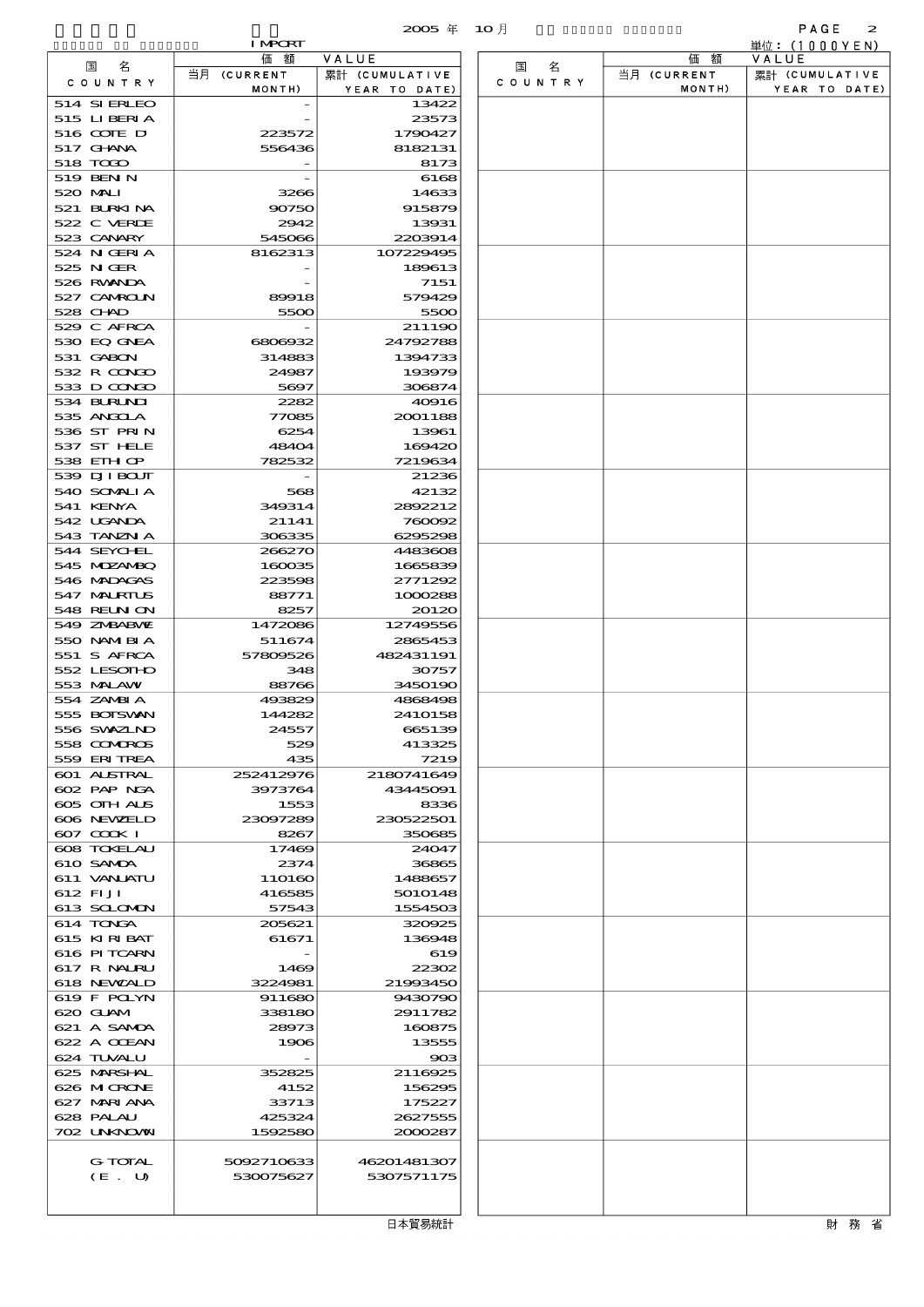2005 年 10 月

IMPORT

単位：(1000YEN)

| 国 名 COUNTRY | 価 額 VALUE 当月 (CURRENT MONTH) | 累計 (CUMULATIVE YEAR TO DATE) | 国 名 COUNTRY | 価 額 VALUE 当月 (CURRENT MONTH) | 累計 (CUMULATIVE YEAR TO DATE) |
|---|---|---|---|---|---|
| 514 SIERLEO | - | 13422 | | | |
| 515 LIBERIA | - | 23573 | | | |
| 516 COTE D | 223572 | 1790427 | | | |
| 517 GHANA | 556436 | 8182131 | | | |
| 518 TOGO | - | 8173 | | | |
| 519 BENIN | - | 6168 | | | |
| 520 MALI | 3266 | 14633 | | | |
| 521 BURKINA | 90750 | 915879 | | | |
| 522 C VERDE | 2942 | 13931 | | | |
| 523 CANARY | 545066 | 2203914 | | | |
| 524 NIGERIA | 8162313 | 107229495 | | | |
| 525 NIGER | - | 189613 | | | |
| 526 RWANDA | - | 7151 | | | |
| 527 CAMROUN | 89918 | 579429 | | | |
| 528 CHAD | 5500 | 5500 | | | |
| 529 C AFRCA | - | 211190 | | | |
| 530 EQ GNEA | 6806932 | 24792788 | | | |
| 531 GABON | 314883 | 1394733 | | | |
| 532 R CONGO | 24987 | 193979 | | | |
| 533 D CONGO | 5697 | 306874 | | | |
| 534 BURUNDI | 2282 | 40916 | | | |
| 535 ANGOLA | 77085 | 2001188 | | | |
| 536 ST PRIN | 6254 | 13961 | | | |
| 537 ST HELE | 48404 | 169420 | | | |
| 538 ETHIOP | 782532 | 7219634 | | | |
| 539 DJIBOUT | - | 21236 | | | |
| 540 SOMALIA | 568 | 42132 | | | |
| 541 KENYA | 349314 | 2892212 | | | |
| 542 UGANDA | 21141 | 760092 | | | |
| 543 TANZNIA | 306335 | 6295298 | | | |
| 544 SEYCHEL | 266270 | 4483608 | | | |
| 545 MOZAMBQ | 160035 | 1665839 | | | |
| 546 MADAGAS | 223598 | 2771292 | | | |
| 547 MAURTUS | 88771 | 1000288 | | | |
| 548 REUNION | 8257 | 20120 | | | |
| 549 ZMBABWE | 1472086 | 12749556 | | | |
| 550 NAMIBIA | 511674 | 2865453 | | | |
| 551 S AFRCA | 57809526 | 482431191 | | | |
| 552 LESOTHO | 348 | 30757 | | | |
| 553 MALAWI | 88766 | 3450190 | | | |
| 554 ZAMBIA | 493829 | 4868498 | | | |
| 555 BOTSWAN | 144282 | 2410158 | | | |
| 556 SWAZLND | 24557 | 665139 | | | |
| 558 COMOROS | 529 | 413325 | | | |
| 559 ERITREA | 435 | 7219 | | | |
| 601 AUSTRAL | 252412976 | 2180741649 | | | |
| 602 PAP NGA | 3973764 | 43445091 | | | |
| 605 OTH AUS | 1553 | 8336 | | | |
| 606 NEWZELD | 23097289 | 230522501 | | | |
| 607 COOK I | 8267 | 350685 | | | |
| 608 TOKELAU | 17469 | 24047 | | | |
| 610 SAMOA | 2374 | 36865 | | | |
| 611 VANUATU | 110160 | 1488657 | | | |
| 612 FIJI | 416585 | 5010148 | | | |
| 613 SOLOMON | 57543 | 1554503 | | | |
| 614 TONGA | 205621 | 320925 | | | |
| 615 KIRIBAT | 61671 | 136948 | | | |
| 616 PITCARN | - | 619 | | | |
| 617 R NAURU | 1469 | 22302 | | | |
| 618 NEWCALD | 3224981 | 21993450 | | | |
| 619 F POLYN | 911680 | 9430790 | | | |
| 620 GUAM | 338180 | 2911782 | | | |
| 621 A SAMOA | 28973 | 160875 | | | |
| 622 A OCEAN | 1906 | 13555 | | | |
| 624 TUVALU | - | 903 | | | |
| 625 MARSHAL | 352825 | 2116925 | | | |
| 626 MICRONE | 4152 | 156295 | | | |
| 627 MARIANA | 33713 | 175227 | | | |
| 628 PALAU | 425324 | 2627555 | | | |
| 702 UNKNOWN | 1592580 | 2000287 | | | |
| G-TOTAL | 5092710633 | 46201481307 | | | |
| (E. U) | 530075627 | 5307571175 | | | |

日本貿易統計

財 務 省